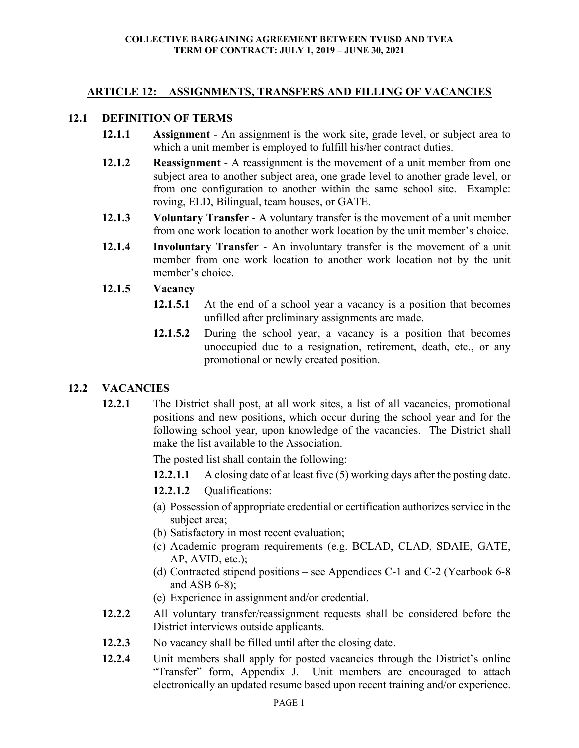## ARTICLE 12: ASSIGNMENTS, TRANSFERS AND FILLING OF VACANCIES

### 12.1 DEFINITION OF TERMS

**12.1.1** **Assignment** - An assignment is the work site, grade level, or subject area to which a unit member is employed to fulfill his/her contract duties.

**12.1.2** **Reassignment** - A reassignment is the movement of a unit member from one subject area to another subject area, one grade level to another grade level, or from one configuration to another within the same school site. Example: roving, ELD, Bilingual, team houses, or GATE.

**12.1.3** **Voluntary Transfer** - A voluntary transfer is the movement of a unit member from one work location to another work location by the unit member's choice.

**12.1.4** **Involuntary Transfer** - An involuntary transfer is the movement of a unit member from one work location to another work location not by the unit member's choice.

**12.1.5** **Vacancy**

**12.1.5.1** At the end of a school year a vacancy is a position that becomes unfilled after preliminary assignments are made.

**12.1.5.2** During the school year, a vacancy is a position that becomes unoccupied due to a resignation, retirement, death, etc., or any promotional or newly created position.

### 12.2 VACANCIES

**12.2.1** The District shall post, at all work sites, a list of all vacancies, promotional positions and new positions, which occur during the school year and for the following school year, upon knowledge of the vacancies. The District shall make the list available to the Association.

The posted list shall contain the following:

**12.2.1.1** A closing date of at least five (5) working days after the posting date.

**12.2.1.2** Qualifications:

(a) Possession of appropriate credential or certification authorizes service in the subject area;
(b) Satisfactory in most recent evaluation;
(c) Academic program requirements (e.g. BCLAD, CLAD, SDAIE, GATE, AP, AVID, etc.);
(d) Contracted stipend positions – see Appendices C-1 and C-2 (Yearbook 6-8 and ASB 6-8);
(e) Experience in assignment and/or credential.

**12.2.2** All voluntary transfer/reassignment requests shall be considered before the District interviews outside applicants.

**12.2.3** No vacancy shall be filled until after the closing date.

**12.2.4** Unit members shall apply for posted vacancies through the District's online "Transfer" form, Appendix J. Unit members are encouraged to attach electronically an updated resume based upon recent training and/or experience.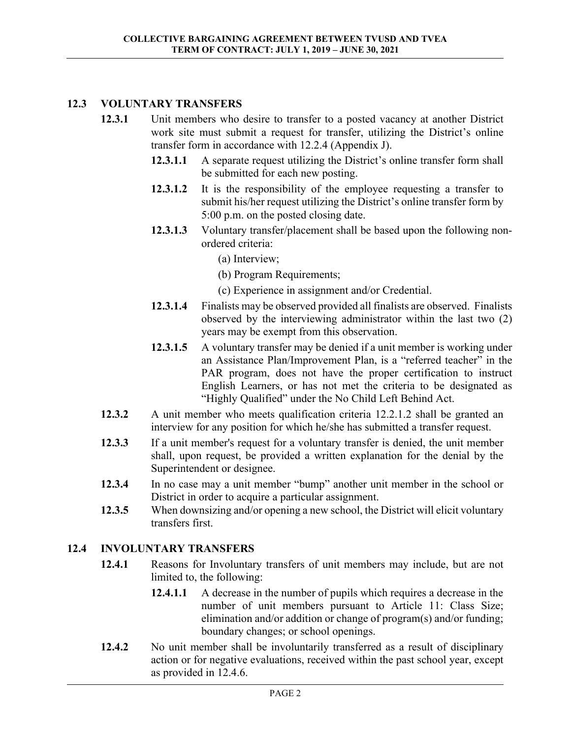## 12.3 VOLUNTARY TRANSFERS

**12.3.1** Unit members who desire to transfer to a posted vacancy at another District work site must submit a request for transfer, utilizing the District's online transfer form in accordance with 12.2.4 (Appendix J).

**12.3.1.1** A separate request utilizing the District's online transfer form shall be submitted for each new posting.

**12.3.1.2** It is the responsibility of the employee requesting a transfer to submit his/her request utilizing the District's online transfer form by 5:00 p.m. on the posted closing date.

**12.3.1.3** Voluntary transfer/placement shall be based upon the following non-ordered criteria:

(a) Interview;

(b) Program Requirements;

(c) Experience in assignment and/or Credential.

**12.3.1.4** Finalists may be observed provided all finalists are observed. Finalists observed by the interviewing administrator within the last two (2) years may be exempt from this observation.

**12.3.1.5** A voluntary transfer may be denied if a unit member is working under an Assistance Plan/Improvement Plan, is a "referred teacher" in the PAR program, does not have the proper certification to instruct English Learners, or has not met the criteria to be designated as "Highly Qualified" under the No Child Left Behind Act.

**12.3.2** A unit member who meets qualification criteria 12.2.1.2 shall be granted an interview for any position for which he/she has submitted a transfer request.

**12.3.3** If a unit member's request for a voluntary transfer is denied, the unit member shall, upon request, be provided a written explanation for the denial by the Superintendent or designee.

**12.3.4** In no case may a unit member "bump" another unit member in the school or District in order to acquire a particular assignment.

**12.3.5** When downsizing and/or opening a new school, the District will elicit voluntary transfers first.

## 12.4 INVOLUNTARY TRANSFERS

**12.4.1** Reasons for Involuntary transfers of unit members may include, but are not limited to, the following:

**12.4.1.1** A decrease in the number of pupils which requires a decrease in the number of unit members pursuant to Article 11: Class Size; elimination and/or addition or change of program(s) and/or funding; boundary changes; or school openings.

**12.4.2** No unit member shall be involuntarily transferred as a result of disciplinary action or for negative evaluations, received within the past school year, except as provided in 12.4.6.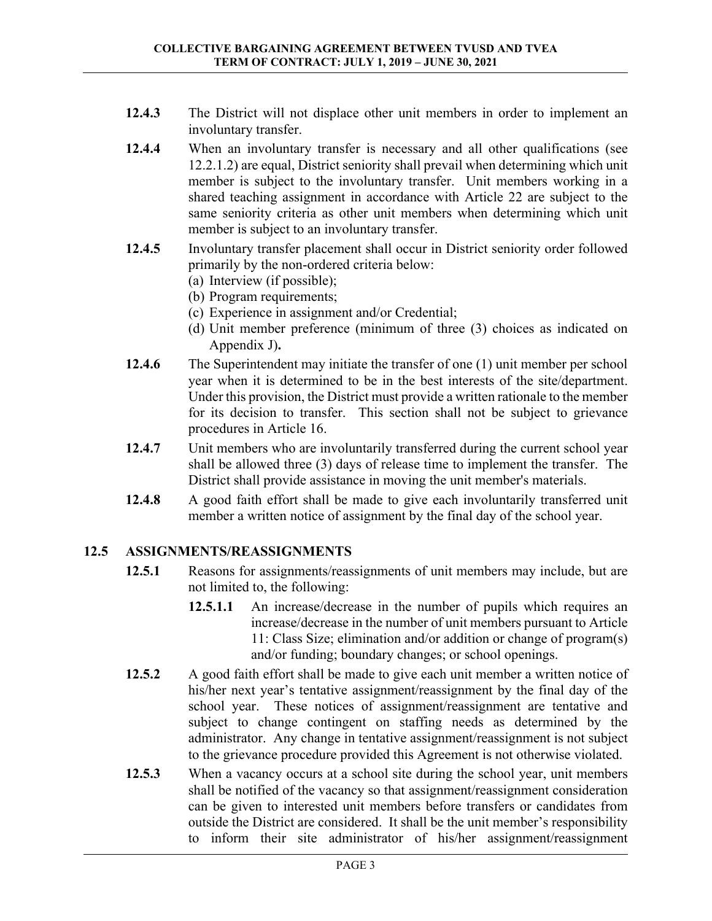**12.4.3** The District will not displace other unit members in order to implement an involuntary transfer.

**12.4.4** When an involuntary transfer is necessary and all other qualifications (see 12.2.1.2) are equal, District seniority shall prevail when determining which unit member is subject to the involuntary transfer. Unit members working in a shared teaching assignment in accordance with Article 22 are subject to the same seniority criteria as other unit members when determining which unit member is subject to an involuntary transfer.

**12.4.5** Involuntary transfer placement shall occur in District seniority order followed primarily by the non-ordered criteria below:

(a) Interview (if possible);
(b) Program requirements;
(c) Experience in assignment and/or Credential;
(d) Unit member preference (minimum of three (3) choices as indicated on Appendix J)**.**

**12.4.6** The Superintendent may initiate the transfer of one (1) unit member per school year when it is determined to be in the best interests of the site/department. Under this provision, the District must provide a written rationale to the member for its decision to transfer. This section shall not be subject to grievance procedures in Article 16.

**12.4.7** Unit members who are involuntarily transferred during the current school year shall be allowed three (3) days of release time to implement the transfer. The District shall provide assistance in moving the unit member's materials.

**12.4.8** A good faith effort shall be made to give each involuntarily transferred unit member a written notice of assignment by the final day of the school year.

## 12.5 ASSIGNMENTS/REASSIGNMENTS

**12.5.1** Reasons for assignments/reassignments of unit members may include, but are not limited to, the following:

**12.5.1.1** An increase/decrease in the number of pupils which requires an increase/decrease in the number of unit members pursuant to Article 11: Class Size; elimination and/or addition or change of program(s) and/or funding; boundary changes; or school openings.

**12.5.2** A good faith effort shall be made to give each unit member a written notice of his/her next year's tentative assignment/reassignment by the final day of the school year. These notices of assignment/reassignment are tentative and subject to change contingent on staffing needs as determined by the administrator. Any change in tentative assignment/reassignment is not subject to the grievance procedure provided this Agreement is not otherwise violated.

**12.5.3** When a vacancy occurs at a school site during the school year, unit members shall be notified of the vacancy so that assignment/reassignment consideration can be given to interested unit members before transfers or candidates from outside the District are considered. It shall be the unit member's responsibility to inform their site administrator of his/her assignment/reassignment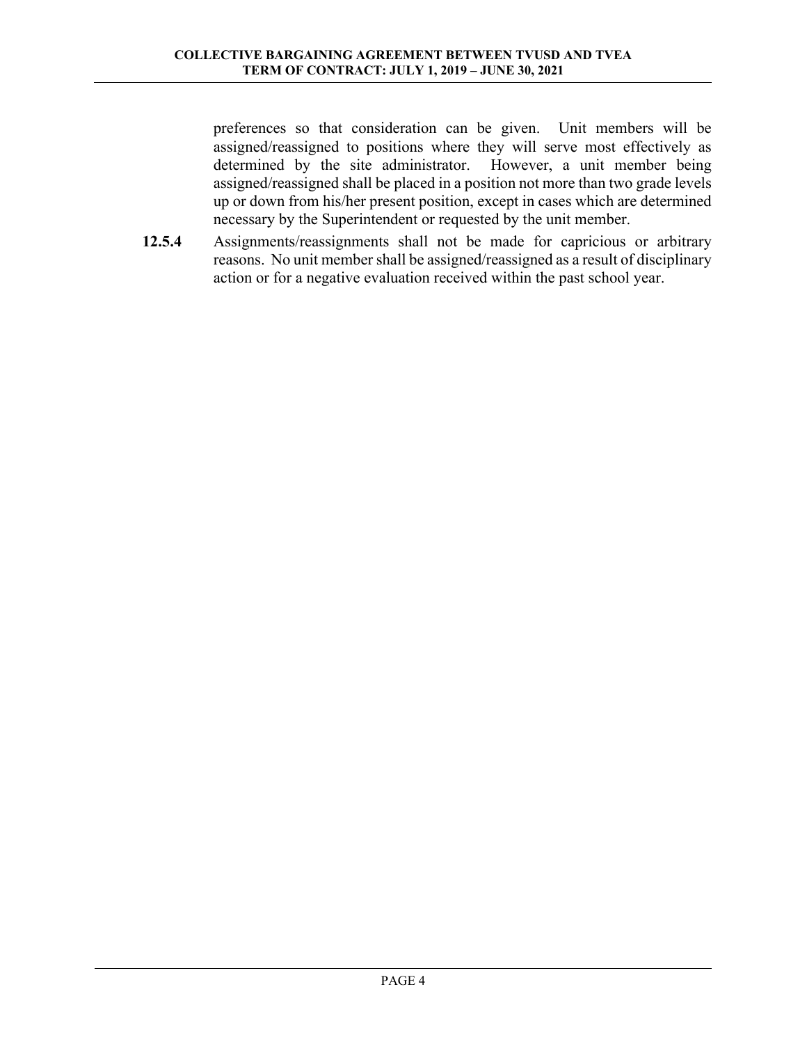preferences so that consideration can be given. Unit members will be assigned/reassigned to positions where they will serve most effectively as determined by the site administrator. However, a unit member being assigned/reassigned shall be placed in a position not more than two grade levels up or down from his/her present position, except in cases which are determined necessary by the Superintendent or requested by the unit member.

**12.5.4** Assignments/reassignments shall not be made for capricious or arbitrary reasons. No unit member shall be assigned/reassigned as a result of disciplinary action or for a negative evaluation received within the past school year.